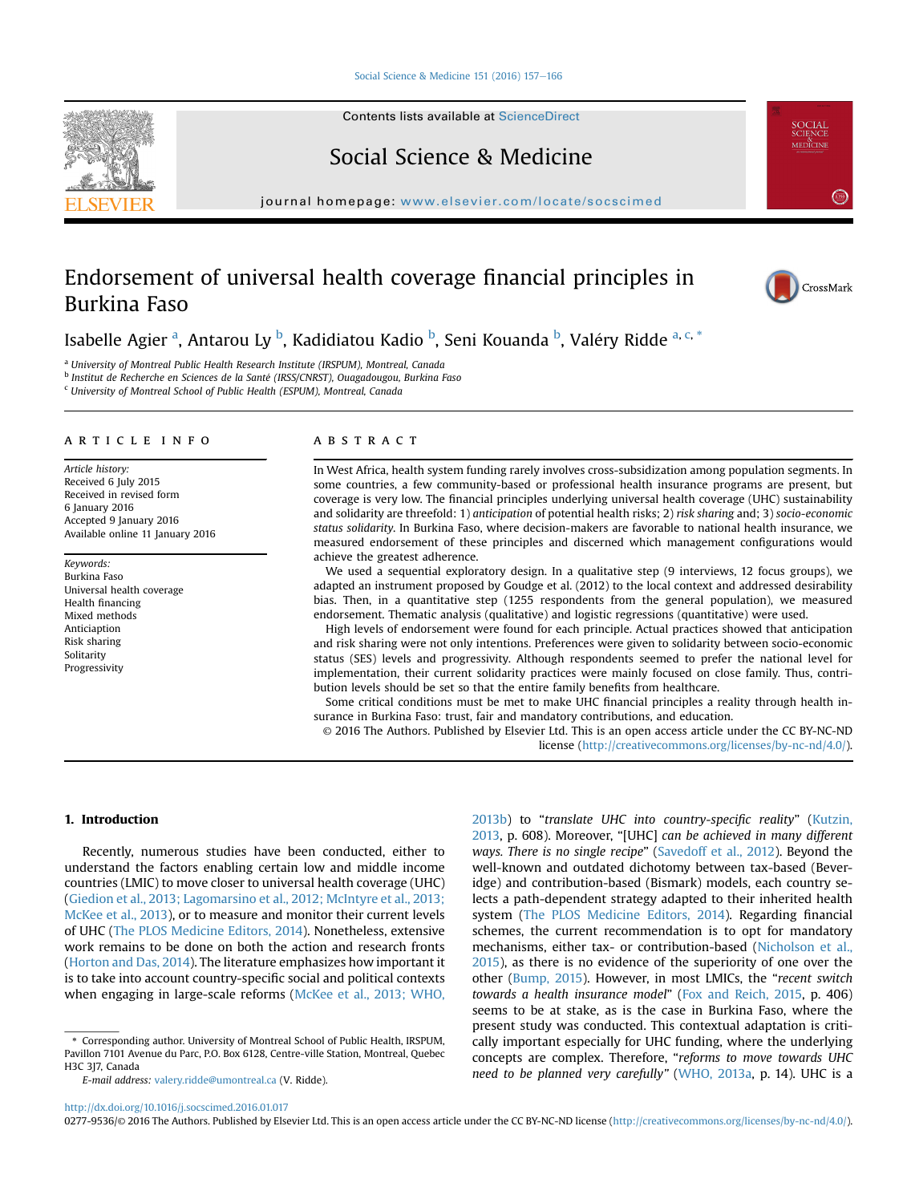Contents lists available at ScienceDirect

Social Science & Medicine

journal homepage: www.elsevier.com/locate/socscimed

# Endorsement of universal health coverage financial principles in Burkina Faso

Isabelle Agier [a], Antarou Ly [b], Kadidiatou Kadio [b], Seni Kouanda [b], Valéry Ridde [a, c, *]

[a] University of Montreal Public Health Research Institute (IRSPUM), Montreal, Canada
[b] Institut de Recherche en Sciences de la Santé (IRSS/CNRST), Ouagadougou, Burkina Faso
[c] University of Montreal School of Public Health (ESPUM), Montreal, Canada

**ARTICLE INFO**

*Article history:*
Received 6 July 2015
Received in revised form
6 January 2016
Accepted 9 January 2016
Available online 11 January 2016

*Keywords:*
Burkina Faso
Universal health coverage
Health financing
Mixed methods
Anticiaption
Risk sharing
Solitarity
Progressivity

**ABSTRACT**

In West Africa, health system funding rarely involves cross-subsidization among population segments. In some countries, a few community-based or professional health insurance programs are present, but coverage is very low. The financial principles underlying universal health coverage (UHC) sustainability and solidarity are threefold: 1) *anticipation* of potential health risks; 2) *risk sharing* and; 3) *socio-economic status solidarity*. In Burkina Faso, where decision-makers are favorable to national health insurance, we measured endorsement of these principles and discerned which management configurations would achieve the greatest adherence.

We used a sequential exploratory design. In a qualitative step (9 interviews, 12 focus groups), we adapted an instrument proposed by Goudge et al. (2012) to the local context and addressed desirability bias. Then, in a quantitative step (1255 respondents from the general population), we measured endorsement. Thematic analysis (qualitative) and logistic regressions (quantitative) were used.

High levels of endorsement were found for each principle. Actual practices showed that anticipation and risk sharing were not only intentions. Preferences were given to solidarity between socio-economic status (SES) levels and progressivity. Although respondents seemed to prefer the national level for implementation, their current solidarity practices were mainly focused on close family. Thus, contribution levels should be set so that the entire family benefits from healthcare.

Some critical conditions must be met to make UHC financial principles a reality through health insurance in Burkina Faso: trust, fair and mandatory contributions, and education.

© 2016 The Authors. Published by Elsevier Ltd. This is an open access article under the CC BY-NC-ND license (http://creativecommons.org/licenses/by-nc-nd/4.0/).

## 1. Introduction

Recently, numerous studies have been conducted, either to understand the factors enabling certain low and middle income countries (LMIC) to move closer to universal health coverage (UHC) (Giedion et al., 2013; Lagomarsino et al., 2012; McIntyre et al., 2013; McKee et al., 2013), or to measure and monitor their current levels of UHC (The PLOS Medicine Editors, 2014). Nonetheless, extensive work remains to be done on both the action and research fronts (Horton and Das, 2014). The literature emphasizes how important it is to take into account country-specific social and political contexts when engaging in large-scale reforms (McKee et al., 2013; WHO, 2013b) to "*translate UHC into country-specific reality*" (Kutzin, 2013, p. 608). Moreover, "[UHC] *can be achieved in many different ways. There is no single recipe*" (Savedoff et al., 2012). Beyond the well-known and outdated dichotomy between tax-based (Beveridge) and contribution-based (Bismark) models, each country selects a path-dependent strategy adapted to their inherited health system (The PLOS Medicine Editors, 2014). Regarding financial schemes, the current recommendation is to opt for mandatory mechanisms, either tax- or contribution-based (Nicholson et al., 2015), as there is no evidence of the superiority of one over the other (Bump, 2015). However, in most LMICs, the "*recent switch towards a health insurance model*" (Fox and Reich, 2015, p. 406) seems to be at stake, as is the case in Burkina Faso, where the present study was conducted. This contextual adaptation is critically important especially for UHC funding, where the underlying concepts are complex. Therefore, "*reforms to move towards UHC need to be planned very carefully*" (WHO, 2013a, p. 14). UHC is a

* Corresponding author. University of Montreal School of Public Health, IRSPUM, Pavillon 7101 Avenue du Parc, P.O. Box 6128, Centre-ville Station, Montreal, Quebec H3C 3J7, Canada
*E-mail address:* valery.ridde@umontreal.ca (V. Ridde).

http://dx.doi.org/10.1016/j.socscimed.2016.01.017
0277-9536/© 2016 The Authors. Published by Elsevier Ltd. This is an open access article under the CC BY-NC-ND license (http://creativecommons.org/licenses/by-nc-nd/4.0/).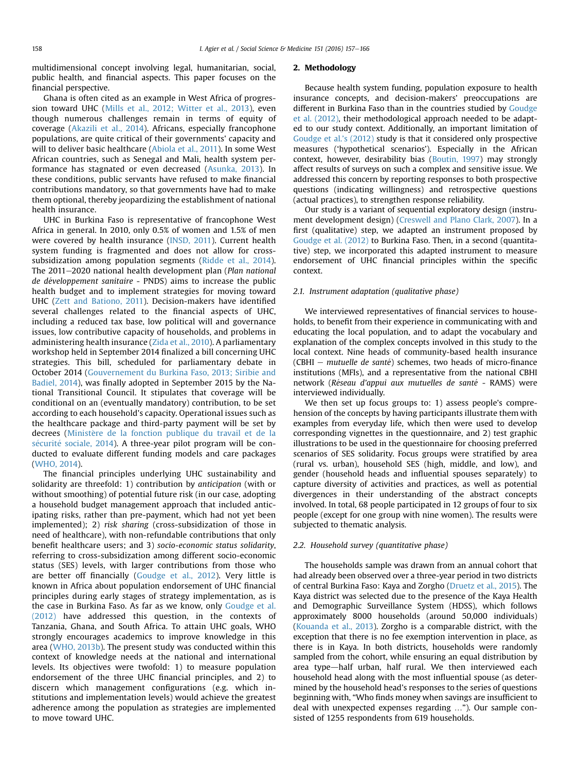multidimensional concept involving legal, humanitarian, social, public health, and financial aspects. This paper focuses on the financial perspective.

Ghana is often cited as an example in West Africa of progression toward UHC (Mills et al., 2012; Witter et al., 2013), even though numerous challenges remain in terms of equity of coverage (Akazili et al., 2014). Africans, especially francophone populations, are quite critical of their governments' capacity and will to deliver basic healthcare (Abiola et al., 2011). In some West African countries, such as Senegal and Mali, health system performance has stagnated or even decreased (Asunka, 2013). In these conditions, public servants have refused to make financial contributions mandatory, so that governments have had to make them optional, thereby jeopardizing the establishment of national health insurance.

UHC in Burkina Faso is representative of francophone West Africa in general. In 2010, only 0.5% of women and 1.5% of men were covered by health insurance (INSD, 2011). Current health system funding is fragmented and does not allow for cross-subsidization among population segments (Ridde et al., 2014). The 2011–2020 national health development plan (*Plan national de développement sanitaire* - PNDS) aims to increase the public health budget and to implement strategies for moving toward UHC (Zett and Bationo, 2011). Decision-makers have identified several challenges related to the financial aspects of UHC, including a reduced tax base, low political will and governance issues, low contributive capacity of households, and problems in administering health insurance (Zida et al., 2010). A parliamentary workshop held in September 2014 finalized a bill concerning UHC strategies. This bill, scheduled for parliamentary debate in October 2014 (Gouvernement du Burkina Faso, 2013; Siribie and Badiel, 2014), was finally adopted in September 2015 by the National Transitional Council. It stipulates that coverage will be conditional on an (eventually mandatory) contribution, to be set according to each household's capacity. Operational issues such as the healthcare package and third-party payment will be set by decrees (Ministère de la fonction publique du travail et de la sécurité sociale, 2014). A three-year pilot program will be conducted to evaluate different funding models and care packages (WHO, 2014).

The financial principles underlying UHC sustainability and solidarity are threefold: 1) contribution by *anticipation* (with or without smoothing) of potential future risk (in our case, adopting a household budget management approach that included anticipating risks, rather than pre-payment, which had not yet been implemented); 2) *risk sharing* (cross-subsidization of those in need of healthcare), with non-refundable contributions that only benefit healthcare users; and 3) *socio-economic status solidarity*, referring to cross-subsidization among different socio-economic status (SES) levels, with larger contributions from those who are better off financially (Goudge et al., 2012). Very little is known in Africa about population endorsement of UHC financial principles during early stages of strategy implementation, as is the case in Burkina Faso. As far as we know, only Goudge et al. (2012) have addressed this question, in the contexts of Tanzania, Ghana, and South Africa. To attain UHC goals, WHO strongly encourages academics to improve knowledge in this area (WHO, 2013b). The present study was conducted within this context of knowledge needs at the national and international levels. Its objectives were twofold: 1) to measure population endorsement of the three UHC financial principles, and 2) to discern which management configurations (e.g. which institutions and implementation levels) would achieve the greatest adherence among the population as strategies are implemented to move toward UHC.

## 2. Methodology

Because health system funding, population exposure to health insurance concepts, and decision-makers' preoccupations are different in Burkina Faso than in the countries studied by Goudge et al. (2012), their methodological approach needed to be adapted to our study context. Additionally, an important limitation of Goudge et al.'s (2012) study is that it considered only prospective measures ('hypothetical scenarios'). Especially in the African context, however, desirability bias (Boutin, 1997) may strongly affect results of surveys on such a complex and sensitive issue. We addressed this concern by reporting responses to both prospective questions (indicating willingness) and retrospective questions (actual practices), to strengthen response reliability.

Our study is a variant of sequential exploratory design (instrument development design) (Creswell and Plano Clark, 2007). In a first (qualitative) step, we adapted an instrument proposed by Goudge et al. (2012) to Burkina Faso. Then, in a second (quantitative) step, we incorporated this adapted instrument to measure endorsement of UHC financial principles within the specific context.

### 2.1. Instrument adaptation (qualitative phase)

We interviewed representatives of financial services to households, to benefit from their experience in communicating with and educating the local population, and to adapt the vocabulary and explanation of the complex concepts involved in this study to the local context. Nine heads of community-based health insurance (CBHI – *mutuelle de santé*) schemes, two heads of micro-finance institutions (MFIs), and a representative from the national CBHI network (*Réseau d'appui aux mutuelles de santé* - RAMS) were interviewed individually.

We then set up focus groups to: 1) assess people's comprehension of the concepts by having participants illustrate them with examples from everyday life, which then were used to develop corresponding vignettes in the questionnaire, and 2) test graphic illustrations to be used in the questionnaire for choosing preferred scenarios of SES solidarity. Focus groups were stratified by area (rural vs. urban), household SES (high, middle, and low), and gender (household heads and influential spouses separately) to capture diversity of activities and practices, as well as potential divergences in their understanding of the abstract concepts involved. In total, 68 people participated in 12 groups of four to six people (except for one group with nine women). The results were subjected to thematic analysis.

### 2.2. Household survey (quantitative phase)

The households sample was drawn from an annual cohort that had already been observed over a three-year period in two districts of central Burkina Faso: Kaya and Zorgho (Druetz et al., 2015). The Kaya district was selected due to the presence of the Kaya Health and Demographic Surveillance System (HDSS), which follows approximately 8000 households (around 50,000 individuals) (Kouanda et al., 2013). Zorgho is a comparable district, with the exception that there is no fee exemption intervention in place, as there is in Kaya. In both districts, households were randomly sampled from the cohort, while ensuring an equal distribution by area type—half urban, half rural. We then interviewed each household head along with the most influential spouse (as determined by the household head's responses to the series of questions beginning with, "Who finds money when savings are insufficient to deal with unexpected expenses regarding …"). Our sample consisted of 1255 respondents from 619 households.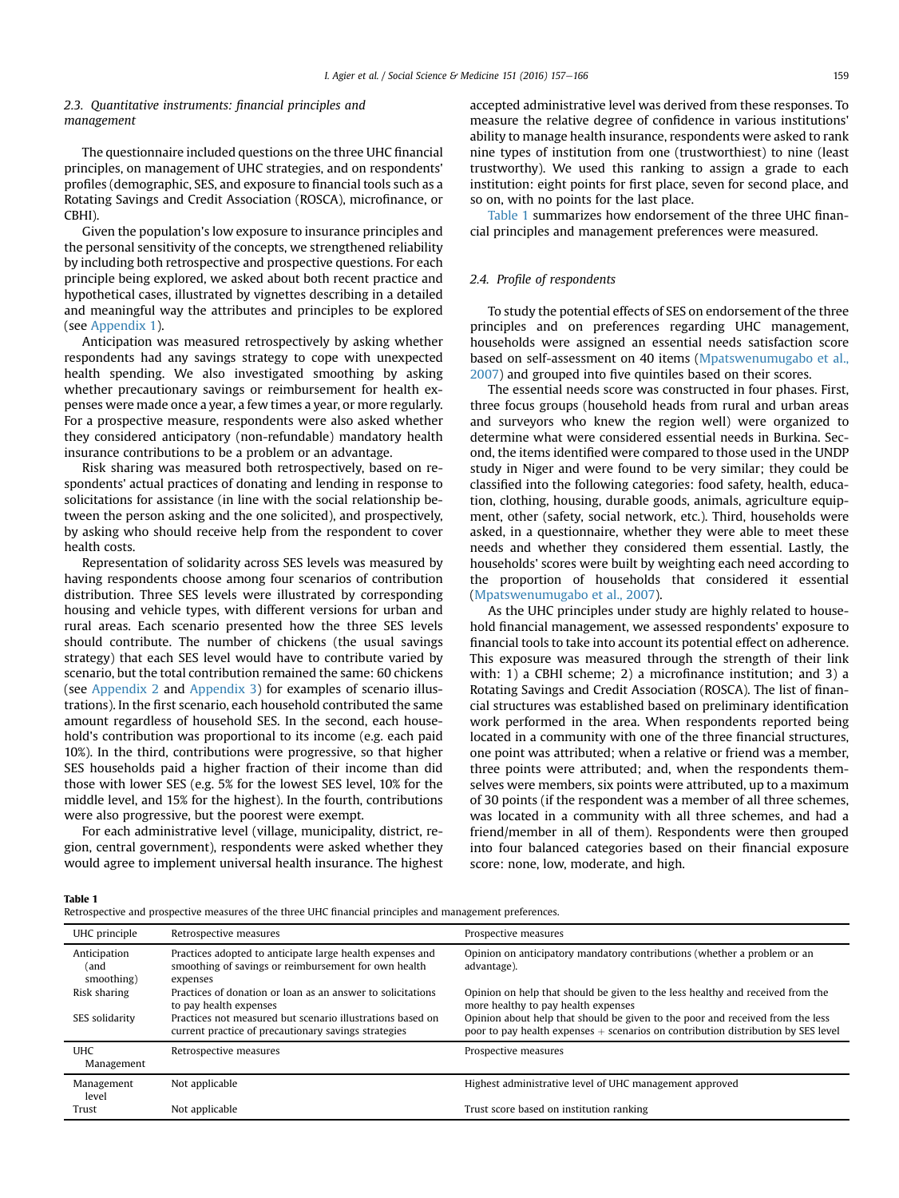### 2.3. Quantitative instruments: financial principles and management

The questionnaire included questions on the three UHC financial principles, on management of UHC strategies, and on respondents' profiles (demographic, SES, and exposure to financial tools such as a Rotating Savings and Credit Association (ROSCA), microfinance, or CBHI).

Given the population's low exposure to insurance principles and the personal sensitivity of the concepts, we strengthened reliability by including both retrospective and prospective questions. For each principle being explored, we asked about both recent practice and hypothetical cases, illustrated by vignettes describing in a detailed and meaningful way the attributes and principles to be explored (see Appendix 1).

Anticipation was measured retrospectively by asking whether respondents had any savings strategy to cope with unexpected health spending. We also investigated smoothing by asking whether precautionary savings or reimbursement for health expenses were made once a year, a few times a year, or more regularly. For a prospective measure, respondents were also asked whether they considered anticipatory (non-refundable) mandatory health insurance contributions to be a problem or an advantage.

Risk sharing was measured both retrospectively, based on respondents' actual practices of donating and lending in response to solicitations for assistance (in line with the social relationship between the person asking and the one solicited), and prospectively, by asking who should receive help from the respondent to cover health costs.

Representation of solidarity across SES levels was measured by having respondents choose among four scenarios of contribution distribution. Three SES levels were illustrated by corresponding housing and vehicle types, with different versions for urban and rural areas. Each scenario presented how the three SES levels should contribute. The number of chickens (the usual savings strategy) that each SES level would have to contribute varied by scenario, but the total contribution remained the same: 60 chickens (see Appendix 2 and Appendix 3) for examples of scenario illustrations). In the first scenario, each household contributed the same amount regardless of household SES. In the second, each household's contribution was proportional to its income (e.g. each paid 10%). In the third, contributions were progressive, so that higher SES households paid a higher fraction of their income than did those with lower SES (e.g. 5% for the lowest SES level, 10% for the middle level, and 15% for the highest). In the fourth, contributions were also progressive, but the poorest were exempt.

For each administrative level (village, municipality, district, region, central government), respondents were asked whether they would agree to implement universal health insurance. The highest accepted administrative level was derived from these responses. To measure the relative degree of confidence in various institutions' ability to manage health insurance, respondents were asked to rank nine types of institution from one (trustworthiest) to nine (least trustworthy). We used this ranking to assign a grade to each institution: eight points for first place, seven for second place, and so on, with no points for the last place.

Table 1 summarizes how endorsement of the three UHC financial principles and management preferences were measured.

### 2.4. Profile of respondents

To study the potential effects of SES on endorsement of the three principles and on preferences regarding UHC management, households were assigned an essential needs satisfaction score based on self-assessment on 40 items (Mpatswenumugabo et al., 2007) and grouped into five quintiles based on their scores.

The essential needs score was constructed in four phases. First, three focus groups (household heads from rural and urban areas and surveyors who knew the region well) were organized to determine what were considered essential needs in Burkina. Second, the items identified were compared to those used in the UNDP study in Niger and were found to be very similar; they could be classified into the following categories: food safety, health, education, clothing, housing, durable goods, animals, agriculture equipment, other (safety, social network, etc.). Third, households were asked, in a questionnaire, whether they were able to meet these needs and whether they considered them essential. Lastly, the households' scores were built by weighting each need according to the proportion of households that considered it essential (Mpatswenumugabo et al., 2007).

As the UHC principles under study are highly related to household financial management, we assessed respondents' exposure to financial tools to take into account its potential effect on adherence. This exposure was measured through the strength of their link with: 1) a CBHI scheme; 2) a microfinance institution; and 3) a Rotating Savings and Credit Association (ROSCA). The list of financial structures was established based on preliminary identification work performed in the area. When respondents reported being located in a community with one of the three financial structures, one point was attributed; when a relative or friend was a member, three points were attributed; and, when the respondents themselves were members, six points were attributed, up to a maximum of 30 points (if the respondent was a member of all three schemes, was located in a community with all three schemes, and had a friend/member in all of them). Respondents were then grouped into four balanced categories based on their financial exposure score: none, low, moderate, and high.

**Table 1**
Retrospective and prospective measures of the three UHC financial principles and management preferences.

| UHC principle | Retrospective measures | Prospective measures |
|---|---|---|
| Anticipation (and smoothing) | Practices adopted to anticipate large health expenses and smoothing of savings or reimbursement for own health expenses | Opinion on anticipatory mandatory contributions (whether a problem or an advantage). |
| Risk sharing | Practices of donation or loan as an answer to solicitations to pay health expenses | Opinion on help that should be given to the less healthy and received from the more healthy to pay health expenses |
| SES solidarity | Practices not measured but scenario illustrations based on current practice of precautionary savings strategies | Opinion about help that should be given to the poor and received from the less poor to pay health expenses + scenarios on contribution distribution by SES level |
| UHC Management | Retrospective measures | Prospective measures |
| Management level | Not applicable | Highest administrative level of UHC management approved |
| Trust | Not applicable | Trust score based on institution ranking |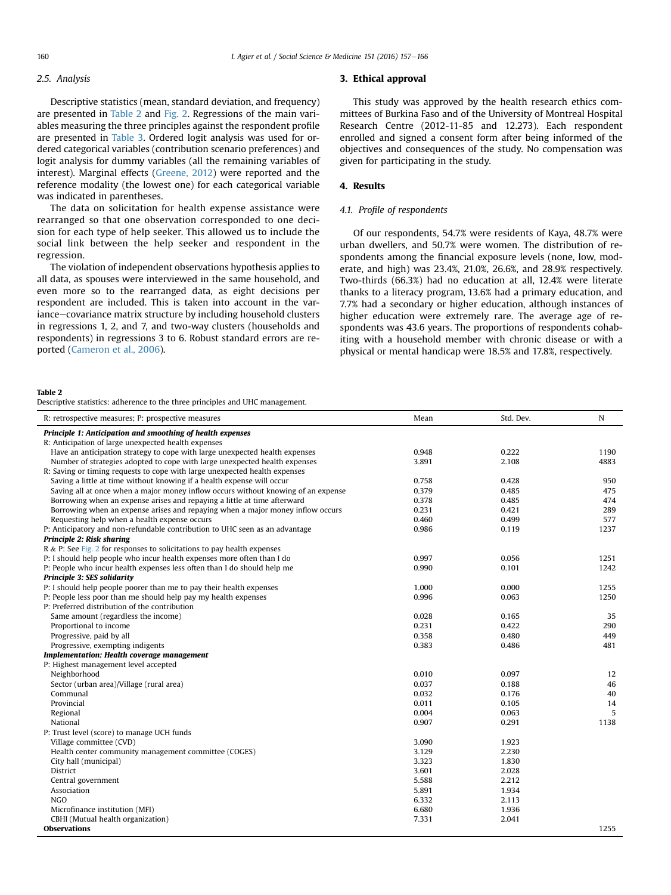### 2.5. Analysis

Descriptive statistics (mean, standard deviation, and frequency) are presented in Table 2 and Fig. 2. Regressions of the main variables measuring the three principles against the respondent profile are presented in Table 3. Ordered logit analysis was used for ordered categorical variables (contribution scenario preferences) and logit analysis for dummy variables (all the remaining variables of interest). Marginal effects (Greene, 2012) were reported and the reference modality (the lowest one) for each categorical variable was indicated in parentheses.

The data on solicitation for health expense assistance were rearranged so that one observation corresponded to one decision for each type of help seeker. This allowed us to include the social link between the help seeker and respondent in the regression.

The violation of independent observations hypothesis applies to all data, as spouses were interviewed in the same household, and even more so to the rearranged data, as eight decisions per respondent are included. This is taken into account in the variance–covariance matrix structure by including household clusters in regressions 1, 2, and 7, and two-way clusters (households and respondents) in regressions 3 to 6. Robust standard errors are reported (Cameron et al., 2006).

## 3. Ethical approval

This study was approved by the health research ethics committees of Burkina Faso and of the University of Montreal Hospital Research Centre (2012-11-85 and 12.273). Each respondent enrolled and signed a consent form after being informed of the objectives and consequences of the study. No compensation was given for participating in the study.

## 4. Results

### 4.1. Profile of respondents

Of our respondents, 54.7% were residents of Kaya, 48.7% were urban dwellers, and 50.7% were women. The distribution of respondents among the financial exposure levels (none, low, moderate, and high) was 23.4%, 21.0%, 26.6%, and 28.9% respectively. Two-thirds (66.3%) had no education at all, 12.4% were literate thanks to a literacy program, 13.6% had a primary education, and 7.7% had a secondary or higher education, although instances of higher education were extremely rare. The average age of respondents was 43.6 years. The proportions of respondents cohabiting with a household member with chronic disease or with a physical or mental handicap were 18.5% and 17.8%, respectively.

**Table 2**
Descriptive statistics: adherence to the three principles and UHC management.

| R: retrospective measures; P: prospective measures | Mean | Std. Dev. | N |
|---|---|---|---|
| ***Principle 1: Anticipation and smoothing of health expenses*** | | | |
| R: Anticipation of large unexpected health expenses | | | |
| Have an anticipation strategy to cope with large unexpected health expenses | 0.948 | 0.222 | 1190 |
| Number of strategies adopted to cope with large unexpected health expenses | 3.891 | 2.108 | 4883 |
| R: Saving or timing requests to cope with large unexpected health expenses | | | |
| Saving a little at time without knowing if a health expense will occur | 0.758 | 0.428 | 950 |
| Saving all at once when a major money inflow occurs without knowing of an expense | 0.379 | 0.485 | 475 |
| Borrowing when an expense arises and repaying a little at time afterward | 0.378 | 0.485 | 474 |
| Borrowing when an expense arises and repaying when a major money inflow occurs | 0.231 | 0.421 | 289 |
| Requesting help when a health expense occurs | 0.460 | 0.499 | 577 |
| P: Anticipatory and non-refundable contribution to UHC seen as an advantage | 0.986 | 0.119 | 1237 |
| ***Principle 2: Risk sharing*** | | | |
| R & P: See Fig. 2 for responses to solicitations to pay health expenses | | | |
| P: I should help people who incur health expenses more often than I do | 0.997 | 0.056 | 1251 |
| P: People who incur health expenses less often than I do should help me | 0.990 | 0.101 | 1242 |
| ***Principle 3: SES solidarity*** | | | |
| P: I should help people poorer than me to pay their health expenses | 1.000 | 0.000 | 1255 |
| P: People less poor than me should help pay my health expenses | 0.996 | 0.063 | 1250 |
| P: Preferred distribution of the contribution | | | |
| Same amount (regardless the income) | 0.028 | 0.165 | 35 |
| Proportional to income | 0.231 | 0.422 | 290 |
| Progressive, paid by all | 0.358 | 0.480 | 449 |
| Progressive, exempting indigents | 0.383 | 0.486 | 481 |
| ***Implementation: Health coverage management*** | | | |
| P: Highest management level accepted | | | |
| Neighborhood | 0.010 | 0.097 | 12 |
| Sector (urban area)/Village (rural area) | 0.037 | 0.188 | 46 |
| Communal | 0.032 | 0.176 | 40 |
| Provincial | 0.011 | 0.105 | 14 |
| Regional | 0.004 | 0.063 | 5 |
| National | 0.907 | 0.291 | 1138 |
| P: Trust level (score) to manage UCH funds | | | |
| Village committee (CVD) | 3.090 | 1.923 | |
| Health center community management committee (COGES) | 3.129 | 2.230 | |
| City hall (municipal) | 3.323 | 1.830 | |
| District | 3.601 | 2.028 | |
| Central government | 5.588 | 2.212 | |
| Association | 5.891 | 1.934 | |
| NGO | 6.332 | 2.113 | |
| Microfinance institution (MFI) | 6.680 | 1.936 | |
| CBHI (Mutual health organization) | 7.331 | 2.041 | |
| **Observations** | | | 1255 |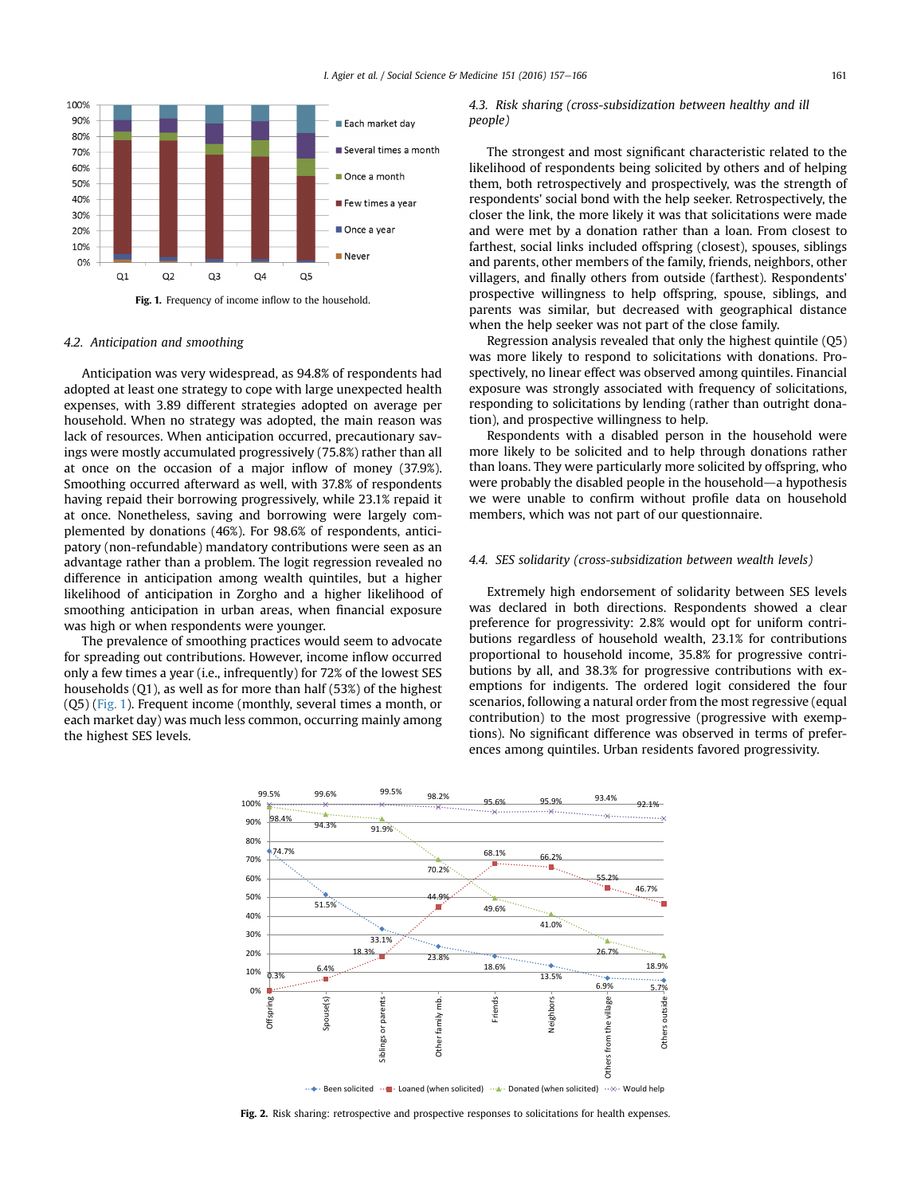100%
90%
80%
70%
60%
50%
40%
30%
20%
10%
0%

Q1 Q2 Q3 Q4 Q5

Each market day
Several times a month
Once a month
Few times a year
Once a year
Never

Fig. 1. Frequency of income inflow to the household.

### 4.2. Anticipation and smoothing

Anticipation was very widespread, as 94.8% of respondents had adopted at least one strategy to cope with large unexpected health expenses, with 3.89 different strategies adopted on average per household. When no strategy was adopted, the main reason was lack of resources. When anticipation occurred, precautionary savings were mostly accumulated progressively (75.8%) rather than all at once on the occasion of a major inflow of money (37.9%). Smoothing occurred afterward as well, with 37.8% of respondents having repaid their borrowing progressively, while 23.1% repaid it at once. Nonetheless, saving and borrowing were largely complemented by donations (46%). For 98.6% of respondents, anticipatory (non-refundable) mandatory contributions were seen as an advantage rather than a problem. The logit regression revealed no difference in anticipation among wealth quintiles, but a higher likelihood of anticipation in Zorgho and a higher likelihood of smoothing anticipation in urban areas, when financial exposure was high or when respondents were younger.

The prevalence of smoothing practices would seem to advocate for spreading out contributions. However, income inflow occurred only a few times a year (i.e., infrequently) for 72% of the lowest SES households (Q1), as well as for more than half (53%) of the highest (Q5) (Fig. 1). Frequent income (monthly, several times a month, or each market day) was much less common, occurring mainly among the highest SES levels.

### 4.3. Risk sharing (cross-subsidization between healthy and ill people)

The strongest and most significant characteristic related to the likelihood of respondents being solicited by others and of helping them, both retrospectively and prospectively, was the strength of respondents' social bond with the help seeker. Retrospectively, the closer the link, the more likely it was that solicitations were made and were met by a donation rather than a loan. From closest to farthest, social links included offspring (closest), spouses, siblings and parents, other members of the family, friends, neighbors, other villagers, and finally others from outside (farthest). Respondents' prospective willingness to help offspring, spouse, siblings, and parents was similar, but decreased with geographical distance when the help seeker was not part of the close family.

Regression analysis revealed that only the highest quintile (Q5) was more likely to respond to solicitations with donations. Prospectively, no linear effect was observed among quintiles. Financial exposure was strongly associated with frequency of solicitations, responding to solicitations by lending (rather than outright donation), and prospective willingness to help.

Respondents with a disabled person in the household were more likely to be solicited and to help through donations rather than loans. They were particularly more solicited by offspring, who were probably the disabled people in the household—a hypothesis we were unable to confirm without profile data on household members, which was not part of our questionnaire.

### 4.4. SES solidarity (cross-subsidization between wealth levels)

Extremely high endorsement of solidarity between SES levels was declared in both directions. Respondents showed a clear preference for progressivity: 2.8% would opt for uniform contributions regardless of household wealth, 23.1% for contributions proportional to household income, 35.8% for progressive contributions by all, and 38.3% for progressive contributions with exemptions for indigents. The ordered logit considered the four scenarios, following a natural order from the most regressive (equal contribution) to the most progressive (progressive with exemptions). No significant difference was observed in terms of preferences among quintiles. Urban residents favored progressivity.

100%
90%
80%
70%
60%
50%
40%
30%
20%
10%
0%

99.5% 99.6% 99.5% 98.2% 95.6% 95.9% 93.4% 92.1%
98.4% 94.3% 91.9%
74.7% 70.2% 68.1% 66.2%
51.5% 44.9% 55.2% 46.7%
49.6%
41.0%
33.1%
18.3% 23.8%
26.7%
18.6%
18.9%
6.4% 13.5%
0.3% 6.9% 5.7%

Offspring
Spouse(s)
Siblings or parents
Other family mb.
Friends
Neighbors
Others from the village
Others outside

Been solicited
Loaned (when solicited)
Donated (when solicited)
Would help

Fig. 2. Risk sharing: retrospective and prospective responses to solicitations for health expenses.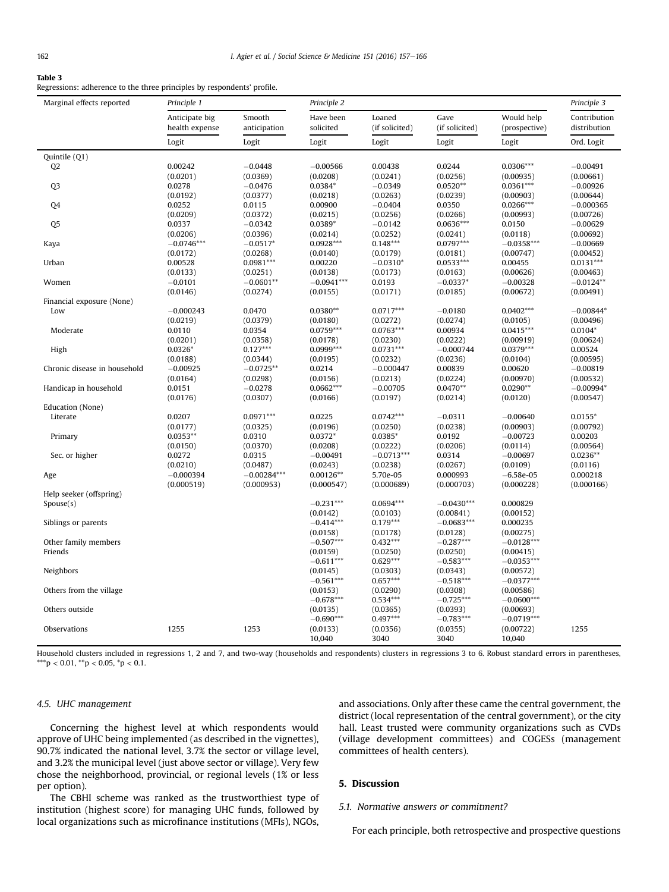**Table 3**
Regressions: adherence to the three principles by respondents' profile.

| Marginal effects reported | *Principle 1* | | *Principle 2* | | | | *Principle 3* |
|---|---|---|---|---|---|---|---|
| | Anticipate big health expense | Smooth anticipation | Have been solicited | Loaned (if solicited) | Gave (if solicited) | Would help (prospective) | Contribution distribution |
| | Logit | Logit | Logit | Logit | Logit | Logit | Ord. Logit |
| Quintile (Q1) | | | | | | | |
| Q2 | 0.00242 | −0.0448 | −0.00566 | 0.00438 | 0.0244 | 0.0306*** | −0.00491 |
| | (0.0201) | (0.0369) | (0.0208) | (0.0241) | (0.0256) | (0.00935) | (0.00661) |
| Q3 | 0.0278 | −0.0476 | 0.0384* | −0.0349 | 0.0520** | 0.0361*** | −0.00926 |
| | (0.0192) | (0.0377) | (0.0218) | (0.0263) | (0.0239) | (0.00903) | (0.00644) |
| Q4 | 0.0252 | 0.0115 | 0.00900 | −0.0404 | 0.0350 | 0.0266*** | −0.000365 |
| | (0.0209) | (0.0372) | (0.0215) | (0.0256) | (0.0266) | (0.00993) | (0.00726) |
| Q5 | 0.0337 | −0.0342 | 0.0389* | −0.0142 | 0.0636*** | 0.0150 | −0.00629 |
| | (0.0206) | (0.0396) | (0.0214) | (0.0252) | (0.0241) | (0.0118) | (0.00692) |
| Kaya | −0.0746*** | −0.0517* | 0.0928*** | 0.148*** | 0.0797*** | −0.0358*** | −0.00669 |
| | (0.0172) | (0.0268) | (0.0140) | (0.0179) | (0.0181) | (0.00747) | (0.00452) |
| Urban | 0.00528 | 0.0981*** | 0.00220 | −0.0310* | 0.0533*** | 0.00455 | 0.0131*** |
| | (0.0133) | (0.0251) | (0.0138) | (0.0173) | (0.0163) | (0.00626) | (0.00463) |
| Women | −0.0101 | −0.0601** | −0.0941*** | 0.0193 | −0.0337* | −0.00328 | −0.0124** |
| | (0.0146) | (0.0274) | (0.0155) | (0.0171) | (0.0185) | (0.00672) | (0.00491) |
| Financial exposure (None) | | | | | | | |
| Low | −0.000243 | 0.0470 | 0.0380** | 0.0717*** | −0.0180 | 0.0402*** | −0.00844* |
| | (0.0219) | (0.0379) | (0.0180) | (0.0272) | (0.0274) | (0.0105) | (0.00496) |
| Moderate | 0.0110 | 0.0354 | 0.0759*** | 0.0763*** | 0.00934 | 0.0415*** | 0.0104* |
| | (0.0201) | (0.0358) | (0.0178) | (0.0230) | (0.0222) | (0.00919) | (0.00624) |
| High | 0.0326* | 0.127*** | 0.0999*** | 0.0731*** | −0.000744 | 0.0379*** | 0.00524 |
| | (0.0188) | (0.0344) | (0.0195) | (0.0232) | (0.0236) | (0.0104) | (0.00595) |
| Chronic disease in household | −0.00925 | −0.0725** | 0.0214 | −0.000447 | 0.00839 | 0.00620 | −0.00819 |
| | (0.0164) | (0.0298) | (0.0156) | (0.0213) | (0.0224) | (0.00970) | (0.00532) |
| Handicap in household | 0.0151 | −0.0278 | 0.0662*** | −0.00705 | 0.0470** | 0.0290** | −0.00994* |
| | (0.0176) | (0.0307) | (0.0166) | (0.0197) | (0.0214) | (0.0120) | (0.00547) |
| Education (None) | | | | | | | |
| Literate | 0.0207 | 0.0971*** | 0.0225 | 0.0742*** | −0.0311 | −0.00640 | 0.0155* |
| | (0.0177) | (0.0325) | (0.0196) | (0.0250) | (0.0238) | (0.00903) | (0.00792) |
| Primary | 0.0353** | 0.0310 | 0.0372* | 0.0385* | 0.0192 | −0.00723 | 0.00203 |
| | (0.0150) | (0.0370) | (0.0208) | (0.0222) | (0.0206) | (0.0114) | (0.00564) |
| Sec. or higher | 0.0272 | 0.0315 | −0.00491 | −0.0713*** | 0.0314 | −0.00697 | 0.0236** |
| | (0.0210) | (0.0487) | (0.0243) | (0.0238) | (0.0267) | (0.0109) | (0.0116) |
| Age | −0.000394 | −0.00284*** | 0.00126** | 5.70e-05 | 0.000993 | −6.58e-05 | 0.000218 |
| | (0.000519) | (0.000953) | (0.000547) | (0.000689) | (0.000703) | (0.000228) | (0.000166) |
| Help seeker (offspring) | | | | | | | |
| Spouse(s) | | | −0.231*** | 0.0694*** | −0.0430*** | 0.000829 | |
| | | | (0.0142) | (0.0103) | (0.00841) | (0.00152) | |
| Siblings or parents | | | −0.414*** | 0.179*** | −0.0683*** | 0.000235 | |
| | | | (0.0158) | (0.0178) | (0.0128) | (0.00275) | |
| Other family members | | | −0.507*** | 0.432*** | −0.287*** | −0.0128*** | |
| | | | (0.0159) | (0.0250) | (0.0250) | (0.00415) | |
| Friends | | | −0.611*** | 0.629*** | −0.583*** | −0.0353*** | |
| | | | (0.0145) | (0.0303) | (0.0343) | (0.00572) | |
| Neighbors | | | −0.561*** | 0.657*** | −0.518*** | −0.0377*** | |
| | | | (0.0153) | (0.0290) | (0.0308) | (0.00586) | |
| Others from the village | | | −0.678*** | 0.534*** | −0.725*** | −0.0600*** | |
| | | | (0.0135) | (0.0365) | (0.0393) | (0.00693) | |
| Others outside | | | −0.690*** | 0.497*** | −0.783*** | −0.0719*** | |
| | | | (0.0133) | (0.0356) | (0.0355) | (0.00722) | |
| Observations | 1255 | 1253 | 10,040 | 3040 | 3040 | 10,040 | 1255 |

Household clusters included in regressions 1, 2 and 7, and two-way (households and respondents) clusters in regressions 3 to 6. Robust standard errors in parentheses, ***$p < 0.01$, **$p < 0.05$, *$p < 0.1$.

### 4.5. UHC management

Concerning the highest level at which respondents would approve of UHC being implemented (as described in the vignettes), 90.7% indicated the national level, 3.7% the sector or village level, and 3.2% the municipal level (just above sector or village). Very few chose the neighborhood, provincial, or regional levels (1% or less per option).

The CBHI scheme was ranked as the trustworthiest type of institution (highest score) for managing UHC funds, followed by local organizations such as microfinance institutions (MFIs), NGOs, and associations. Only after these came the central government, the district (local representation of the central government), or the city hall. Least trusted were community organizations such as CVDs (village development committees) and COGESs (management committees of health centers).

## 5. Discussion

### 5.1. Normative answers or commitment?

For each principle, both retrospective and prospective questions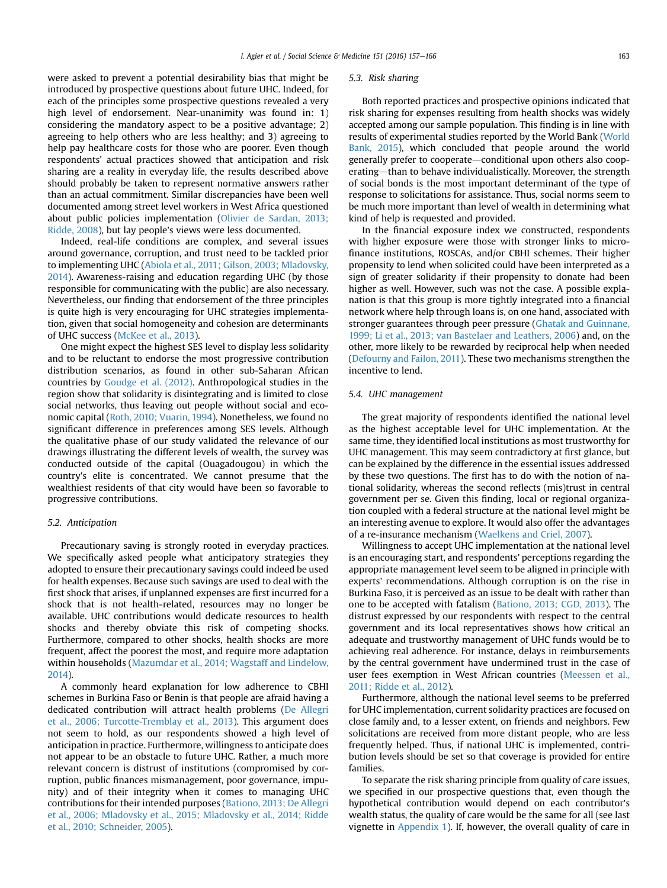were asked to prevent a potential desirability bias that might be introduced by prospective questions about future UHC. Indeed, for each of the principles some prospective questions revealed a very high level of endorsement. Near-unanimity was found in: 1) considering the mandatory aspect to be a positive advantage; 2) agreeing to help others who are less healthy; and 3) agreeing to help pay healthcare costs for those who are poorer. Even though respondents' actual practices showed that anticipation and risk sharing are a reality in everyday life, the results described above should probably be taken to represent normative answers rather than an actual commitment. Similar discrepancies have been well documented among street level workers in West Africa questioned about public policies implementation (Olivier de Sardan, 2013; Ridde, 2008), but lay people's views were less documented.

Indeed, real-life conditions are complex, and several issues around governance, corruption, and trust need to be tackled prior to implementing UHC (Abiola et al., 2011; Gilson, 2003; Mladovsky, 2014). Awareness-raising and education regarding UHC (by those responsible for communicating with the public) are also necessary. Nevertheless, our finding that endorsement of the three principles is quite high is very encouraging for UHC strategies implementation, given that social homogeneity and cohesion are determinants of UHC success (McKee et al., 2013).

One might expect the highest SES level to display less solidarity and to be reluctant to endorse the most progressive contribution distribution scenarios, as found in other sub-Saharan African countries by Goudge et al. (2012). Anthropological studies in the region show that solidarity is disintegrating and is limited to close social networks, thus leaving out people without social and economic capital (Roth, 2010; Vuarin, 1994). Nonetheless, we found no significant difference in preferences among SES levels. Although the qualitative phase of our study validated the relevance of our drawings illustrating the different levels of wealth, the survey was conducted outside of the capital (Ouagadougou) in which the country's elite is concentrated. We cannot presume that the wealthiest residents of that city would have been so favorable to progressive contributions.

### 5.2. Anticipation

Precautionary saving is strongly rooted in everyday practices. We specifically asked people what anticipatory strategies they adopted to ensure their precautionary savings could indeed be used for health expenses. Because such savings are used to deal with the first shock that arises, if unplanned expenses are first incurred for a shock that is not health-related, resources may no longer be available. UHC contributions would dedicate resources to health shocks and thereby obviate this risk of competing shocks. Furthermore, compared to other shocks, health shocks are more frequent, affect the poorest the most, and require more adaptation within households (Mazumdar et al., 2014; Wagstaff and Lindelow, 2014).

A commonly heard explanation for low adherence to CBHI schemes in Burkina Faso or Benin is that people are afraid having a dedicated contribution will attract health problems (De Allegri et al., 2006; Turcotte-Tremblay et al., 2013). This argument does not seem to hold, as our respondents showed a high level of anticipation in practice. Furthermore, willingness to anticipate does not appear to be an obstacle to future UHC. Rather, a much more relevant concern is distrust of institutions (compromised by corruption, public finances mismanagement, poor governance, impunity) and of their integrity when it comes to managing UHC contributions for their intended purposes (Bationo, 2013; De Allegri et al., 2006; Mladovsky et al., 2015; Mladovsky et al., 2014; Ridde et al., 2010; Schneider, 2005).

### 5.3. Risk sharing

Both reported practices and prospective opinions indicated that risk sharing for expenses resulting from health shocks was widely accepted among our sample population. This finding is in line with results of experimental studies reported by the World Bank (World Bank, 2015), which concluded that people around the world generally prefer to cooperate—conditional upon others also cooperating—than to behave individualistically. Moreover, the strength of social bonds is the most important determinant of the type of response to solicitations for assistance. Thus, social norms seem to be much more important than level of wealth in determining what kind of help is requested and provided.

In the financial exposure index we constructed, respondents with higher exposure were those with stronger links to microfinance institutions, ROSCAs, and/or CBHI schemes. Their higher propensity to lend when solicited could have been interpreted as a sign of greater solidarity if their propensity to donate had been higher as well. However, such was not the case. A possible explanation is that this group is more tightly integrated into a financial network where help through loans is, on one hand, associated with stronger guarantees through peer pressure (Ghatak and Guinnane, 1999; Li et al., 2013; van Bastelaer and Leathers, 2006) and, on the other, more likely to be rewarded by reciprocal help when needed (Defourny and Failon, 2011). These two mechanisms strengthen the incentive to lend.

### 5.4. UHC management

The great majority of respondents identified the national level as the highest acceptable level for UHC implementation. At the same time, they identified local institutions as most trustworthy for UHC management. This may seem contradictory at first glance, but can be explained by the difference in the essential issues addressed by these two questions. The first has to do with the notion of national solidarity, whereas the second reflects (mis)trust in central government per se. Given this finding, local or regional organization coupled with a federal structure at the national level might be an interesting avenue to explore. It would also offer the advantages of a re-insurance mechanism (Waelkens and Criel, 2007).

Willingness to accept UHC implementation at the national level is an encouraging start, and respondents' perceptions regarding the appropriate management level seem to be aligned in principle with experts' recommendations. Although corruption is on the rise in Burkina Faso, it is perceived as an issue to be dealt with rather than one to be accepted with fatalism (Bationo, 2013; CGD, 2013). The distrust expressed by our respondents with respect to the central government and its local representatives shows how critical an adequate and trustworthy management of UHC funds would be to achieving real adherence. For instance, delays in reimbursements by the central government have undermined trust in the case of user fees exemption in West African countries (Meessen et al., 2011; Ridde et al., 2012).

Furthermore, although the national level seems to be preferred for UHC implementation, current solidarity practices are focused on close family and, to a lesser extent, on friends and neighbors. Few solicitations are received from more distant people, who are less frequently helped. Thus, if national UHC is implemented, contribution levels should be set so that coverage is provided for entire families.

To separate the risk sharing principle from quality of care issues, we specified in our prospective questions that, even though the hypothetical contribution would depend on each contributor's wealth status, the quality of care would be the same for all (see last vignette in Appendix 1). If, however, the overall quality of care in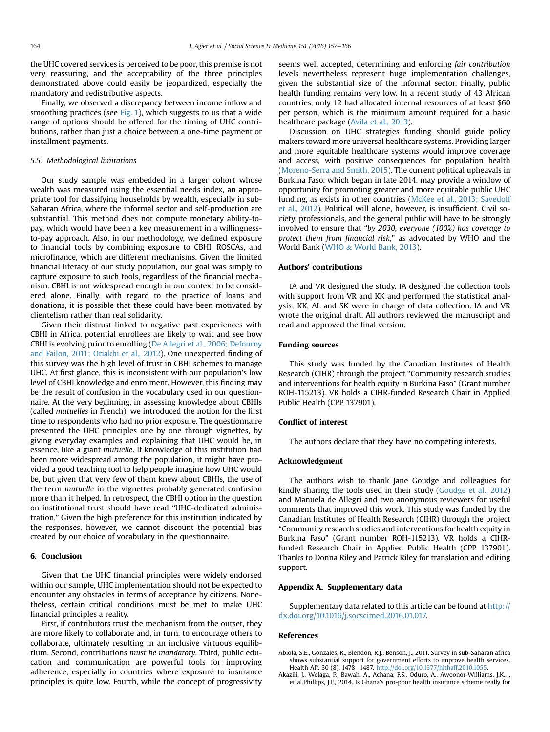the UHC covered services is perceived to be poor, this premise is not very reassuring, and the acceptability of the three principles demonstrated above could easily be jeopardized, especially the mandatory and redistributive aspects.

Finally, we observed a discrepancy between income inflow and smoothing practices (see Fig. 1), which suggests to us that a wide range of options should be offered for the timing of UHC contributions, rather than just a choice between a one-time payment or installment payments.

### 5.5. Methodological limitations

Our study sample was embedded in a larger cohort whose wealth was measured using the essential needs index, an appropriate tool for classifying households by wealth, especially in sub-Saharan Africa, where the informal sector and self-production are substantial. This method does not compute monetary ability-to-pay, which would have been a key measurement in a willingness-to-pay approach. Also, in our methodology, we defined exposure to financial tools by combining exposure to CBHI, ROSCAs, and microfinance, which are different mechanisms. Given the limited financial literacy of our study population, our goal was simply to capture exposure to such tools, regardless of the financial mechanism. CBHI is not widespread enough in our context to be considered alone. Finally, with regard to the practice of loans and donations, it is possible that these could have been motivated by clientelism rather than real solidarity.

Given their distrust linked to negative past experiences with CBHI in Africa, potential enrollees are likely to wait and see how CBHI is evolving prior to enrolling (De Allegri et al., 2006; Defourny and Failon, 2011; Oriakhi et al., 2012). One unexpected finding of this survey was the high level of trust in CBHI schemes to manage UHC. At first glance, this is inconsistent with our population's low level of CBHI knowledge and enrolment. However, this finding may be the result of confusion in the vocabulary used in our questionnaire. At the very beginning, in assessing knowledge about CBHIs (called *mutuelles* in French), we introduced the notion for the first time to respondents who had no prior exposure. The questionnaire presented the UHC principles one by one through vignettes, by giving everyday examples and explaining that UHC would be, in essence, like a giant *mutuelle*. If knowledge of this institution had been more widespread among the population, it might have provided a good teaching tool to help people imagine how UHC would be, but given that very few of them knew about CBHIs, the use of the term *mutuelle* in the vignettes probably generated confusion more than it helped. In retrospect, the CBHI option in the question on institutional trust should have read "UHC-dedicated administration." Given the high preference for this institution indicated by the responses, however, we cannot discount the potential bias created by our choice of vocabulary in the questionnaire.

## 6. Conclusion

Given that the UHC financial principles were widely endorsed within our sample, UHC implementation should not be expected to encounter any obstacles in terms of acceptance by citizens. Nonetheless, certain critical conditions must be met to make UHC financial principles a reality.

First, if contributors trust the mechanism from the outset, they are more likely to collaborate and, in turn, to encourage others to collaborate, ultimately resulting in an inclusive virtuous equilibrium. Second, contributions *must be mandatory*. Third, public education and communication are powerful tools for improving adherence, especially in countries where exposure to insurance principles is quite low. Fourth, while the concept of progressivity seems well accepted, determining and enforcing *fair contribution* levels nevertheless represent huge implementation challenges, given the substantial size of the informal sector. Finally, public health funding remains very low. In a recent study of 43 African countries, only 12 had allocated internal resources of at least $60 per person, which is the minimum amount required for a basic healthcare package (Avila et al., 2013).

Discussion on UHC strategies funding should guide policy makers toward more universal healthcare systems. Providing larger and more equitable healthcare systems would improve coverage and access, with positive consequences for population health (Moreno-Serra and Smith, 2015). The current political upheavals in Burkina Faso, which began in late 2014, may provide a window of opportunity for promoting greater and more equitable public UHC funding, as exists in other countries (McKee et al., 2013; Savedoff et al., 2012). Political will alone, however, is insufficient. Civil society, professionals, and the general public will have to be strongly involved to ensure that "*by 2030, everyone (100%) has coverage to protect them from financial risk*," as advocated by WHO and the World Bank (WHO & World Bank, 2013).

## Authors' contributions

IA and VR designed the study. IA designed the collection tools with support from VR and KK and performed the statistical analysis; KK, AL and SK were in charge of data collection. IA and VR wrote the original draft. All authors reviewed the manuscript and read and approved the final version.

## Funding sources

This study was funded by the Canadian Institutes of Health Research (CIHR) through the project "Community research studies and interventions for health equity in Burkina Faso" (Grant number ROH-115213). VR holds a CIHR-funded Research Chair in Applied Public Health (CPP 137901).

## Conflict of interest

The authors declare that they have no competing interests.

## Acknowledgment

The authors wish to thank Jane Goudge and colleagues for kindly sharing the tools used in their study (Goudge et al., 2012) and Manuela de Allegri and two anonymous reviewers for useful comments that improved this work. This study was funded by the Canadian Institutes of Health Research (CIHR) through the project "Community research studies and interventions for health equity in Burkina Faso" (Grant number ROH-115213). VR holds a CIHR-funded Research Chair in Applied Public Health (CPP 137901). Thanks to Donna Riley and Patrick Riley for translation and editing support.

## Appendix A. Supplementary data

Supplementary data related to this article can be found at http://dx.doi.org/10.1016/j.socscimed.2016.01.017.

## References

Abiola, S.E., Gonzales, R., Blendon, R.J., Benson, J., 2011. Survey in sub-Saharan africa shows substantial support for government efforts to improve health services. Health Aff. 30 (8), 1478–1487. http://doi.org/10.1377/hlthaff.2010.1055.

Akazili, J., Welaga, P., Bawah, A., Achana, F.S., Oduro, A., Awoonor-Williams, J.K., , et al.Phillips, J.F., 2014. Is Ghana's pro-poor health insurance scheme really for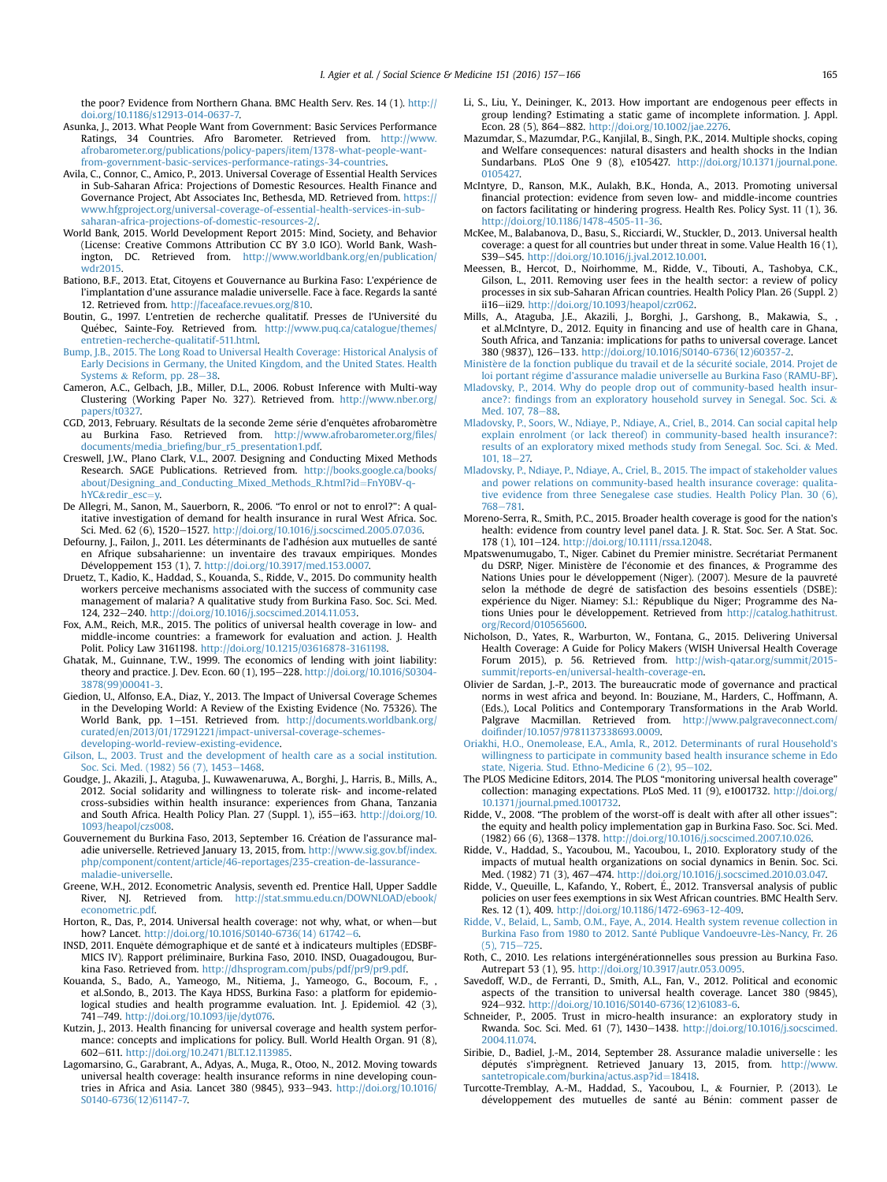the poor? Evidence from Northern Ghana. BMC Health Serv. Res. 14 (1). http://doi.org/10.1186/s12913-014-0637-7.

Asunka, J., 2013. What People Want from Government: Basic Services Performance Ratings, 34 Countries. Afro Barometer. Retrieved from. http://www.afrobarometer.org/publications/policy-papers/item/1378-what-people-want-from-government-basic-services-performance-ratings-34-countries.

Avila, C., Connor, C., Amico, P., 2013. Universal Coverage of Essential Health Services in Sub-Saharan Africa: Projections of Domestic Resources. Health Finance and Governance Project, Abt Associates Inc, Bethesda, MD. Retrieved from. https://www.hfgproject.org/universal-coverage-of-essential-health-services-in-sub-saharan-africa-projections-of-domestic-resources-2/.

World Bank, 2015. World Development Report 2015: Mind, Society, and Behavior (License: Creative Commons Attribution CC BY 3.0 IGO). World Bank, Washington, DC. Retrieved from. http://www.worldbank.org/en/publication/wdr2015.

Bationo, B.F., 2013. Etat, Citoyens et Gouvernance au Burkina Faso: L'expérience de l'implantation d'une assurance maladie universelle. Face à face. Regards la santé 12. Retrieved from. http://faceaface.revues.org/810.

Boutin, G., 1997. L'entretien de recherche qualitatif. Presses de l'Université du Québec, Sainte-Foy. Retrieved from. http://www.puq.ca/catalogue/themes/entretien-recherche-qualitatif-511.html.

Bump, J.B., 2015. The Long Road to Universal Health Coverage: Historical Analysis of Early Decisions in Germany, the United Kingdom, and the United States. Health Systems & Reform, pp. 28–38.

Cameron, A.C., Gelbach, J.B., Miller, D.L., 2006. Robust Inference with Multi-way Clustering (Working Paper No. 327). Retrieved from. http://www.nber.org/papers/t0327.

CGD, 2013, February. Résultats de la seconde 2eme série d'enquêtes afrobaromètre au Burkina Faso. Retrieved from. http://www.afrobarometer.org/files/documents/media_briefing/bur_r5_presentation1.pdf.

Creswell, J.W., Plano Clark, V.L., 2007. Designing and Conducting Mixed Methods Research. SAGE Publications. Retrieved from. http://books.google.ca/books/about/Designing_and_Conducting_Mixed_Methods_R.html?id=FnY0BV-q-hYC&redir_esc=y.

De Allegri, M., Sanon, M., Sauerborn, R., 2006. "To enrol or not to enrol?": A qualitative investigation of demand for health insurance in rural West Africa. Soc. Sci. Med. 62 (6), 1520–1527. http://doi.org/10.1016/j.socscimed.2005.07.036.

Defourny, J., Failon, J., 2011. Les déterminants de l'adhésion aux mutuelles de santé en Afrique subsaharienne: un inventaire des travaux empiriques. Mondes Développement 153 (1), 7. http://doi.org/10.3917/med.153.0007.

Druetz, T., Kadio, K., Haddad, S., Kouanda, S., Ridde, V., 2015. Do community health workers perceive mechanisms associated with the success of community case management of malaria? A qualitative study from Burkina Faso. Soc. Sci. Med. 124, 232–240. http://doi.org/10.1016/j.socscimed.2014.11.053.

Fox, A.M., Reich, M.R., 2015. The politics of universal health coverage in low- and middle-income countries: a framework for evaluation and action. J. Health Polit. Policy Law 3161198. http://doi.org/10.1215/03616878-3161198.

Ghatak, M., Guinnane, T.W., 1999. The economics of lending with joint liability: theory and practice. J. Dev. Econ. 60 (1), 195–228. http://doi.org/10.1016/S0304-3878(99)00041-3.

Giedion, U., Alfonso, E.A., Diaz, Y., 2013. The Impact of Universal Coverage Schemes in the Developing World: A Review of the Existing Evidence (No. 75326). The World Bank, pp. 1–151. Retrieved from. http://documents.worldbank.org/curated/en/2013/01/17291221/impact-universal-coverage-schemes-developing-world-review-existing-evidence.

Gilson, L., 2003. Trust and the development of health care as a social institution. Soc. Sci. Med. (1982) 56 (7), 1453–1468.

Goudge, J., Akazili, J., Ataguba, J., Kuwawenaruwa, A., Borghi, J., Harris, B., Mills, A., 2012. Social solidarity and willingness to tolerate risk- and income-related cross-subsidies within health insurance: experiences from Ghana, Tanzania and South Africa. Health Policy Plan. 27 (Suppl. 1), i55–i63. http://doi.org/10.1093/heapol/czs008.

Gouvernement du Burkina Faso, 2013, September 16. Création de l'assurance maladie universelle. Retrieved January 13, 2015, from. http://www.sig.gov.bf/index.php/component/content/article/46-reportages/235-creation-de-lassurance-maladie-universelle.

Greene, W.H., 2012. Econometric Analysis, seventh ed. Prentice Hall, Upper Saddle River, NJ. Retrieved from. http://stat.smmu.edu.cn/DOWNLOAD/ebook/econometric.pdf.

Horton, R., Das, P., 2014. Universal health coverage: not why, what, or when—but how? Lancet. http://doi.org/10.1016/S0140-6736(14) 61742–6.

INSD, 2011. Enquête démographique et de santé et à indicateurs multiples (EDSBF-MICS IV). Rapport préliminaire, Burkina Faso, 2010. INSD, Ouagadougou, Burkina Faso. Retrieved from. http://dhsprogram.com/pubs/pdf/pr9/pr9.pdf.

Kouanda, S., Bado, A., Yameogo, M., Nitiema, J., Yameogo, G., Bocoum, F., , et al.Sondo, B., 2013. The Kaya HDSS, Burkina Faso: a platform for epidemiological studies and health programme evaluation. Int. J. Epidemiol. 42 (3), 741–749. http://doi.org/10.1093/ije/dyt076.

Kutzin, J., 2013. Health financing for universal coverage and health system performance: concepts and implications for policy. Bull. World Health Organ. 91 (8), 602–611. http://doi.org/10.2471/BLT.12.113985.

Lagomarsino, G., Garabrant, A., Adyas, A., Muga, R., Otoo, N., 2012. Moving towards universal health coverage: health insurance reforms in nine developing countries in Africa and Asia. Lancet 380 (9845), 933–943. http://doi.org/10.1016/S0140-6736(12)61147-7.

Li, S., Liu, Y., Deininger, K., 2013. How important are endogenous peer effects in group lending? Estimating a static game of incomplete information. J. Appl. Econ. 28 (5), 864–882. http://doi.org/10.1002/jae.2276.

Mazumdar, S., Mazumdar, P.G., Kanjilal, B., Singh, P.K., 2014. Multiple shocks, coping and Welfare consequences: natural disasters and health shocks in the Indian Sundarbans. PLoS One 9 (8), e105427. http://doi.org/10.1371/journal.pone.0105427.

McIntyre, D., Ranson, M.K., Aulakh, B.K., Honda, A., 2013. Promoting universal financial protection: evidence from seven low- and middle-income countries on factors facilitating or hindering progress. Health Res. Policy Syst. 11 (1), 36. http://doi.org/10.1186/1478-4505-11-36.

McKee, M., Balabanova, D., Basu, S., Ricciardi, W., Stuckler, D., 2013. Universal health coverage: a quest for all countries but under threat in some. Value Health 16 (1), S39–S45. http://doi.org/10.1016/j.jval.2012.10.001.

Meessen, B., Hercot, D., Noirhomme, M., Ridde, V., Tibouti, A., Tashobya, C.K., Gilson, L., 2011. Removing user fees in the health sector: a review of policy processes in six sub-Saharan African countries. Health Policy Plan. 26 (Suppl. 2) ii16–ii29. http://doi.org/10.1093/heapol/czr062.

Mills, A., Ataguba, J.E., Akazili, J., Borghi, J., Garshong, B., Makawia, S., , et al.McIntyre, D., 2012. Equity in financing and use of health care in Ghana, South Africa, and Tanzania: implications for paths to universal coverage. Lancet 380 (9837), 126–133. http://doi.org/10.1016/S0140-6736(12)60357-2.

Ministère de la fonction publique du travail et de la sécurité sociale, 2014. Projet de loi portant régime d'assurance maladie universelle au Burkina Faso (RAMU-BF).

Mladovsky, P., 2014. Why do people drop out of community-based health insurance?: findings from an exploratory household survey in Senegal. Soc. Sci. & Med. 107, 78–88.

Mladovsky, P., Soors, W., Ndiaye, P., Ndiaye, A., Criel, B., 2014. Can social capital help explain enrolment (or lack thereof) in community-based health insurance?: results of an exploratory mixed methods study from Senegal. Soc. Sci. & Med. 101, 18–27.

Mladovsky, P., Ndiaye, P., Ndiaye, A., Criel, B., 2015. The impact of stakeholder values and power relations on community-based health insurance coverage: qualitative evidence from three Senegalese case studies. Health Policy Plan. 30 (6), 768–781.

Moreno-Serra, R., Smith, P.C., 2015. Broader health coverage is good for the nation's health: evidence from country level panel data. J. R. Stat. Soc. Ser. A Stat. Soc. 178 (1), 101–124. http://doi.org/10.1111/rssa.12048.

Mpatswenumugabo, T., Niger. Cabinet du Premier ministre. Secrétariat Permanent du DSRP, Niger. Ministère de l'économie et des finances, & Programme des Nations Unies pour le développement (Niger). (2007). Mesure de la pauvreté selon la méthode de degré de satisfaction des besoins essentiels (DSBE): expérience du Niger. Niamey: S.l.: République du Niger; Programme des Nations Unies pour le développement. Retrieved from http://catalog.hathitrust.org/Record/010565600.

Nicholson, D., Yates, R., Warburton, W., Fontana, G., 2015. Delivering Universal Health Coverage: A Guide for Policy Makers (WISH Universal Health Coverage Forum 2015), p. 56. Retrieved from. http://wish-qatar.org/summit/2015-summit/reports-en/universal-health-coverage-en.

Olivier de Sardan, J.-P., 2013. The bureaucratic mode of governance and practical norms in west africa and beyond. In: Bouziane, M., Harders, C., Hoffmann, A. (Eds.), Local Politics and Contemporary Transformations in the Arab World. Palgrave Macmillan. Retrieved from. http://www.palgraveconnect.com/doifinder/10.1057/9781137338693.0009.

Oriakhi, H.O., Onemolease, E.A., Amla, R., 2012. Determinants of rural Household's willingness to participate in community based health insurance scheme in Edo state, Nigeria. Stud. Ethno-Medicine 6 (2), 95–102.

The PLOS Medicine Editors, 2014. The PLOS "monitoring universal health coverage" collection: managing expectations. PLoS Med. 11 (9), e1001732. http://doi.org/10.1371/journal.pmed.1001732.

Ridde, V., 2008. "The problem of the worst-off is dealt with after all other issues": the equity and health policy implementation gap in Burkina Faso. Soc. Sci. Med. (1982) 66 (6), 1368–1378. http://doi.org/10.1016/j.socscimed.2007.10.026.

Ridde, V., Haddad, S., Yacoubou, M., Yacoubou, I., 2010. Exploratory study of the impacts of mutual health organizations on social dynamics in Benin. Soc. Sci. Med. (1982) 71 (3), 467–474. http://doi.org/10.1016/j.socscimed.2010.03.047.

Ridde, V., Queuille, L., Kafando, Y., Robert, É., 2012. Transversal analysis of public policies on user fees exemptions in six West African countries. BMC Health Serv. Res. 12 (1), 409. http://doi.org/10.1186/1472-6963-12-409.

Ridde, V., Belaid, L., Samb, O.M., Faye, A., 2014. Health system revenue collection in Burkina Faso from 1980 to 2012. Santé Publique Vandoeuvre-Lès-Nancy, Fr. 26 (5), 715–725.

Roth, C., 2010. Les relations intergénérationnelles sous pression au Burkina Faso. Autrepart 53 (1), 95. http://doi.org/10.3917/autr.053.0095.

Savedoff, W.D., de Ferranti, D., Smith, A.L., Fan, V., 2012. Political and economic aspects of the transition to universal health coverage. Lancet 380 (9845), 924–932. http://doi.org/10.1016/S0140-6736(12)61083-6.

Schneider, P., 2005. Trust in micro-health insurance: an exploratory study in Rwanda. Soc. Sci. Med. 61 (7), 1430–1438. http://doi.org/10.1016/j.socscimed.2004.11.074.

Siribie, D., Badiel, J.-M., 2014, September 28. Assurance maladie universelle : les députés s'imprègnent. Retrieved January 13, 2015, from. http://www.santetropicale.com/burkina/actus.asp?id=18418.

Turcotte-Tremblay, A.-M., Haddad, S., Yacoubou, I., & Fournier, P. (2013). Le développement des mutuelles de santé au Bénin: comment passer de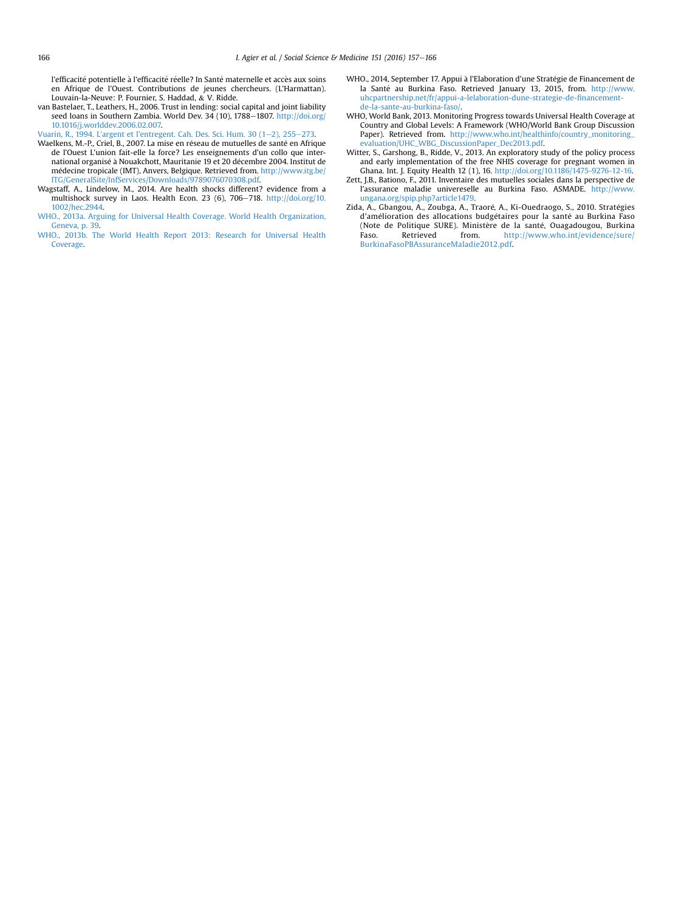l'efficacité potentielle à l'efficacité réelle? In Santé maternelle et accès aux soins en Afrique de l'Ouest. Contributions de jeunes chercheurs. (L'Harmattan). Louvain-la-Neuve: P. Fournier, S. Haddad, & V. Ridde.

van Bastelaer, T., Leathers, H., 2006. Trust in lending: social capital and joint liability seed loans in Southern Zambia. World Dev. 34 (10), 1788–1807. http://doi.org/10.1016/j.worlddev.2006.02.007.

Vuarin, R., 1994. L'argent et l'entregent. Cah. Des. Sci. Hum. 30 (1–2), 255–273.

Waelkens, M.-P., Criel, B., 2007. La mise en réseau de mutuelles de santé en Afrique de l'Ouest L'union fait-elle la force? Les enseignements d'un collo que international organisé à Nouakchott, Mauritanie 19 et 20 décembre 2004. Institut de médecine tropicale (IMT), Anvers, Belgique. Retrieved from. http://www.itg.be/ITG/GeneralSite/InfServices/Downloads/9789076070308.pdf.

Wagstaff, A., Lindelow, M., 2014. Are health shocks different? evidence from a multishock survey in Laos. Health Econ. 23 (6), 706–718. http://doi.org/10.1002/hec.2944.

WHO., 2013a. Arguing for Universal Health Coverage. World Health Organization, Geneva, p. 39.

WHO., 2013b. The World Health Report 2013: Research for Universal Health Coverage.

WHO., 2014, September 17. Appui à l'Elaboration d'une Stratégie de Financement de la Santé au Burkina Faso. Retrieved January 13, 2015, from. http://www.uhcpartnership.net/fr/appui-a-lelaboration-dune-strategie-de-financement-de-la-sante-au-burkina-faso/.

WHO, World Bank, 2013. Monitoring Progress towards Universal Health Coverage at Country and Global Levels: A Framework (WHO/World Bank Group Discussion Paper). Retrieved from. http://www.who.int/healthinfo/country_monitoring_evaluation/UHC_WBG_DiscussionPaper_Dec2013.pdf.

Witter, S., Garshong, B., Ridde, V., 2013. An exploratory study of the policy process and early implementation of the free NHIS coverage for pregnant women in Ghana. Int. J. Equity Health 12 (1), 16. http://doi.org/10.1186/1475-9276-12-16.

Zett, J.B., Bationo, F., 2011. Inventaire des mutuelles sociales dans la perspective de l'assurance maladie univereselle au Burkina Faso. ASMADE. http://www.ungana.org/spip.php?article1479.

Zida, A., Gbangou, A., Zoubga, A., Traoré, A., Ki-Ouedraogo, S., 2010. Stratégies d'amélioration des allocations budgétaires pour la santé au Burkina Faso (Note de Politique SURE). Ministère de la santé, Ouagadougou, Burkina Faso. Retrieved from. http://www.who.int/evidence/sure/BurkinaFasoPBAssuranceMaladie2012.pdf.